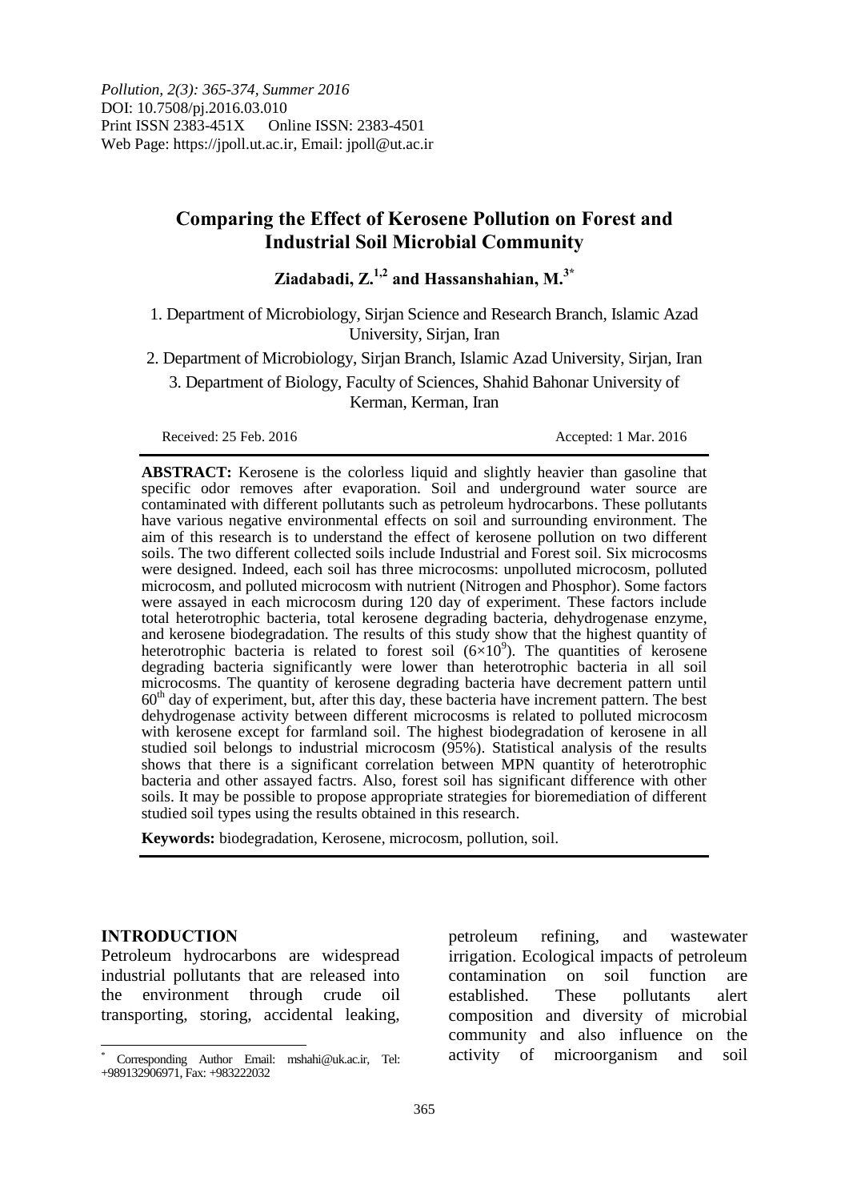*Pollution, 2(3): 365-374, Summer 2016*
DOI: 10.7508/pj.2016.03.010
Print ISSN 2383-451X Online ISSN: 2383-4501
Web Page: https://jpoll.ut.ac.ir, Email: jpoll@ut.ac.ir

# Comparing the Effect of Kerosene Pollution on Forest and Industrial Soil Microbial Community

**Ziadabadi, Z.[1,2] and Hassanshahian, M.[3*]**

1. Department of Microbiology, Sirjan Science and Research Branch, Islamic Azad University, Sirjan, Iran

2. Department of Microbiology, Sirjan Branch, Islamic Azad University, Sirjan, Iran

3. Department of Biology, Faculty of Sciences, Shahid Bahonar University of Kerman, Kerman, Iran

Received: 25 Feb. 2016 Accepted: 1 Mar. 2016

**ABSTRACT:** Kerosene is the colorless liquid and slightly heavier than gasoline that specific odor removes after evaporation. Soil and underground water source are contaminated with different pollutants such as petroleum hydrocarbons. These pollutants have various negative environmental effects on soil and surrounding environment. The aim of this research is to understand the effect of kerosene pollution on two different soils. The two different collected soils include Industrial and Forest soil. Six microcosms were designed. Indeed, each soil has three microcosms: unpolluted microcosm, polluted microcosm, and polluted microcosm with nutrient (Nitrogen and Phosphor). Some factors were assayed in each microcosm during 120 day of experiment. These factors include total heterotrophic bacteria, total kerosene degrading bacteria, dehydrogenase enzyme, and kerosene biodegradation. The results of this study show that the highest quantity of heterotrophic bacteria is related to forest soil ($6\times10^9$). The quantities of kerosene degrading bacteria significantly were lower than heterotrophic bacteria in all soil microcosms. The quantity of kerosene degrading bacteria have decrement pattern until $60^{th}$ day of experiment, but, after this day, these bacteria have increment pattern. The best dehydrogenase activity between different microcosms is related to polluted microcosm with kerosene except for farmland soil. The highest biodegradation of kerosene in all studied soil belongs to industrial microcosm (95%). Statistical analysis of the results shows that there is a significant correlation between MPN quantity of heterotrophic bacteria and other assayed factrs. Also, forest soil has significant difference with other soils. It may be possible to propose appropriate strategies for bioremediation of different studied soil types using the results obtained in this research.

**Keywords:** biodegradation, Kerosene, microcosm, pollution, soil.

## INTRODUCTION

Petroleum hydrocarbons are widespread industrial pollutants that are released into the environment through crude oil transporting, storing, accidental leaking, petroleum refining, and wastewater irrigation. Ecological impacts of petroleum contamination on soil function are established. These pollutants alert composition and diversity of microbial community and also influence on the activity of microorganism and soil

[*] Corresponding Author Email: mshahi@uk.ac.ir, Tel: +989132906971, Fax: +983222032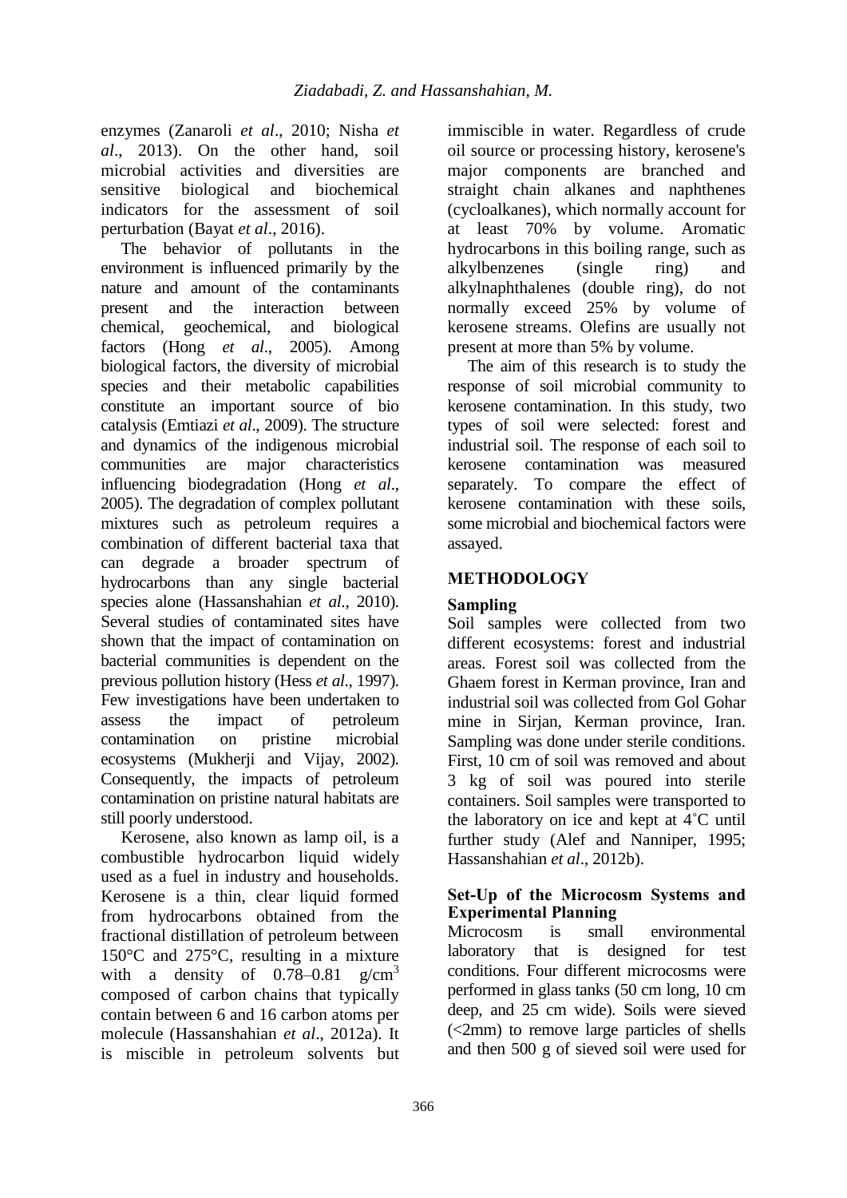enzymes (Zanaroli *et al*., 2010; Nisha *et al*., 2013). On the other hand, soil microbial activities and diversities are sensitive biological and biochemical indicators for the assessment of soil perturbation (Bayat *et al*., 2016).

The behavior of pollutants in the environment is influenced primarily by the nature and amount of the contaminants present and the interaction between chemical, geochemical, and biological factors (Hong *et al*., 2005). Among biological factors, the diversity of microbial species and their metabolic capabilities constitute an important source of bio catalysis (Emtiazi *et al*., 2009). The structure and dynamics of the indigenous microbial communities are major characteristics influencing biodegradation (Hong *et al*., 2005). The degradation of complex pollutant mixtures such as petroleum requires a combination of different bacterial taxa that can degrade a broader spectrum of hydrocarbons than any single bacterial species alone (Hassanshahian *et al*., 2010). Several studies of contaminated sites have shown that the impact of contamination on bacterial communities is dependent on the previous pollution history (Hess *et al*., 1997). Few investigations have been undertaken to assess the impact of petroleum contamination on pristine microbial ecosystems (Mukherji and Vijay, 2002). Consequently, the impacts of petroleum contamination on pristine natural habitats are still poorly understood.

Kerosene, also known as lamp oil, is a combustible hydrocarbon liquid widely used as a fuel in industry and households. Kerosene is a thin, clear liquid formed from hydrocarbons obtained from the fractional distillation of petroleum between 150°C and 275°C, resulting in a mixture with a density of 0.78–0.81 $g/cm^3$ composed of carbon chains that typically contain between 6 and 16 carbon atoms per molecule (Hassanshahian *et al*., 2012a). It is miscible in petroleum solvents but immiscible in water. Regardless of crude oil source or processing history, kerosene's major components are branched and straight chain alkanes and naphthenes (cycloalkanes), which normally account for at least 70% by volume. Aromatic hydrocarbons in this boiling range, such as alkylbenzenes (single ring) and alkylnaphthalenes (double ring), do not normally exceed 25% by volume of kerosene streams. Olefins are usually not present at more than 5% by volume.

The aim of this research is to study the response of soil microbial community to kerosene contamination. In this study, two types of soil were selected: forest and industrial soil. The response of each soil to kerosene contamination was measured separately. To compare the effect of kerosene contamination with these soils, some microbial and biochemical factors were assayed.

## METHODOLOGY

### Sampling

Soil samples were collected from two different ecosystems: forest and industrial areas. Forest soil was collected from the Ghaem forest in Kerman province, Iran and industrial soil was collected from Gol Gohar mine in Sirjan, Kerman province, Iran. Sampling was done under sterile conditions. First, 10 cm of soil was removed and about 3 kg of soil was poured into sterile containers. Soil samples were transported to the laboratory on ice and kept at 4˚C until further study (Alef and Nanniper, 1995; Hassanshahian *et al*., 2012b).

### Set-Up of the Microcosm Systems and Experimental Planning

Microcosm is small environmental laboratory that is designed for test conditions. Four different microcosms were performed in glass tanks (50 cm long, 10 cm deep, and 25 cm wide). Soils were sieved (<2mm) to remove large particles of shells and then 500 g of sieved soil were used for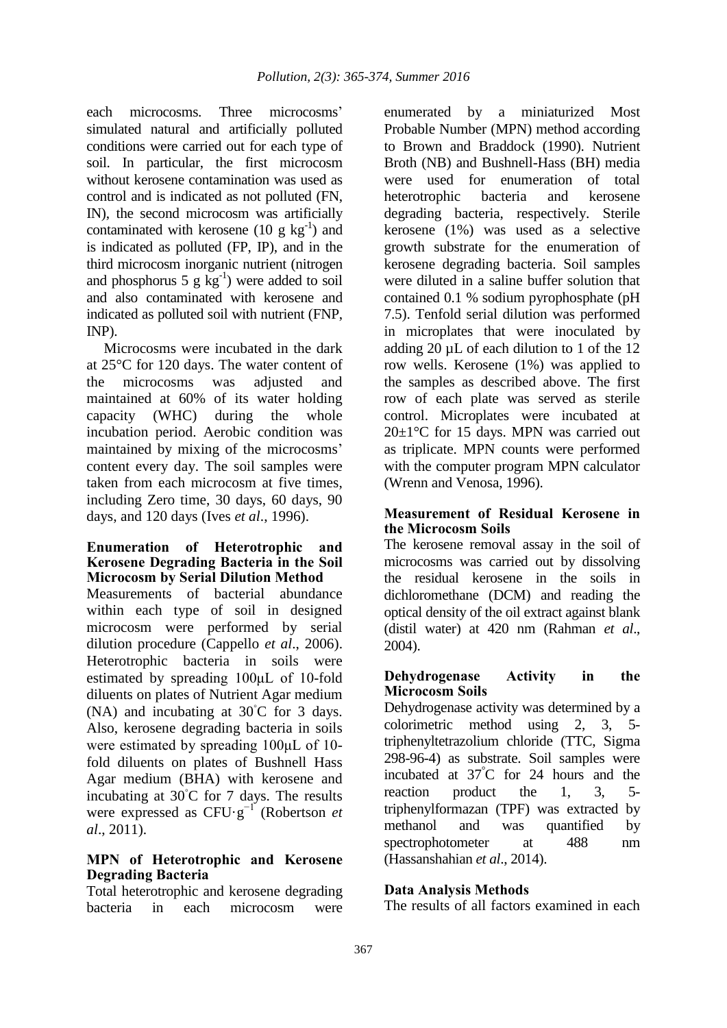each microcosms. Three microcosms' simulated natural and artificially polluted conditions were carried out for each type of soil. In particular, the first microcosm without kerosene contamination was used as control and is indicated as not polluted (FN, IN), the second microcosm was artificially contaminated with kerosene (10 g $kg^{-1}$) and is indicated as polluted (FP, IP), and in the third microcosm inorganic nutrient (nitrogen and phosphorus 5 g $kg^{-1}$) were added to soil and also contaminated with kerosene and indicated as polluted soil with nutrient (FNP, INP).

Microcosms were incubated in the dark at 25°C for 120 days. The water content of the microcosms was adjusted and maintained at 60% of its water holding capacity (WHC) during the whole incubation period. Aerobic condition was maintained by mixing of the microcosms' content every day. The soil samples were taken from each microcosm at five times, including Zero time, 30 days, 60 days, 90 days, and 120 days (Ives *et al*., 1996).

### Enumeration of Heterotrophic and Kerosene Degrading Bacteria in the Soil Microcosm by Serial Dilution Method

Measurements of bacterial abundance within each type of soil in designed microcosm were performed by serial dilution procedure (Cappello *et al*., 2006). Heterotrophic bacteria in soils were estimated by spreading 100μL of 10-fold diluents on plates of Nutrient Agar medium (NA) and incubating at 30°C for 3 days. Also, kerosene degrading bacteria in soils were estimated by spreading 100μL of 10-fold diluents on plates of Bushnell Hass Agar medium (BHA) with kerosene and incubating at 30°C for 7 days. The results were expressed as $CFU \cdot g^{-1}$ (Robertson *et al*., 2011).

### MPN of Heterotrophic and Kerosene Degrading Bacteria

Total heterotrophic and kerosene degrading bacteria in each microcosm were enumerated by a miniaturized Most Probable Number (MPN) method according to Brown and Braddock (1990). Nutrient Broth (NB) and Bushnell-Hass (BH) media were used for enumeration of total heterotrophic bacteria and kerosene degrading bacteria, respectively. Sterile kerosene (1%) was used as a selective growth substrate for the enumeration of kerosene degrading bacteria. Soil samples were diluted in a saline buffer solution that contained 0.1 % sodium pyrophosphate (pH 7.5). Tenfold serial dilution was performed in microplates that were inoculated by adding 20 µL of each dilution to 1 of the 12 row wells. Kerosene (1%) was applied to the samples as described above. The first row of each plate was served as sterile control. Microplates were incubated at 20±1°C for 15 days. MPN was carried out as triplicate. MPN counts were performed with the computer program MPN calculator (Wrenn and Venosa, 1996).

### Measurement of Residual Kerosene in the Microcosm Soils

The kerosene removal assay in the soil of microcosms was carried out by dissolving the residual kerosene in the soils in dichloromethane (DCM) and reading the optical density of the oil extract against blank (distil water) at 420 nm (Rahman *et al*., 2004).

### Dehydrogenase Activity in the Microcosm Soils

Dehydrogenase activity was determined by a colorimetric method using 2, 3, 5-triphenyltetrazolium chloride (TTC, Sigma 298-96-4) as substrate. Soil samples were incubated at 37°C for 24 hours and the reaction product the 1, 3, 5-triphenylformazan (TPF) was extracted by methanol and was quantified by spectrophotometer at 488 nm (Hassanshahian *et al*., 2014).

### Data Analysis Methods

The results of all factors examined in each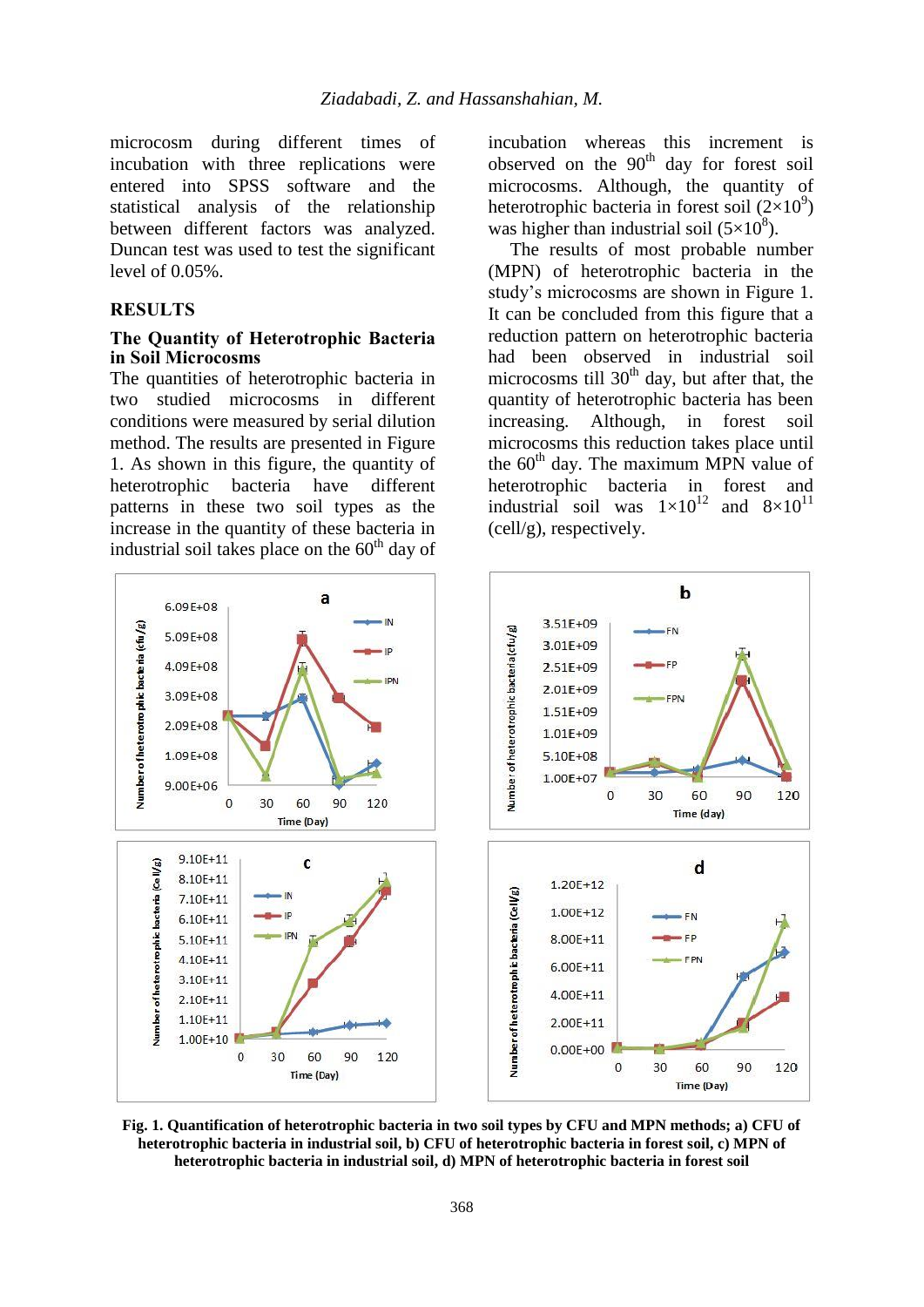microcosm during different times of incubation with three replications were entered into SPSS software and the statistical analysis of the relationship between different factors was analyzed. Duncan test was used to test the significant level of 0.05%.

## RESULTS

### The Quantity of Heterotrophic Bacteria in Soil Microcosms

The quantities of heterotrophic bacteria in two studied microcosms in different conditions were measured by serial dilution method. The results are presented in Figure 1. As shown in this figure, the quantity of heterotrophic bacteria have different patterns in these two soil types as the increase in the quantity of these bacteria in industrial soil takes place on the 60[th] day of incubation whereas this increment is observed on the 90[th] day for forest soil microcosms. Although, the quantity of heterotrophic bacteria in forest soil ($2\times10^{9}$) was higher than industrial soil ($5\times10^{8}$).

The results of most probable number (MPN) of heterotrophic bacteria in the study's microcosms are shown in Figure 1. It can be concluded from this figure that a reduction pattern on heterotrophic bacteria had been observed in industrial soil microcosms till 30[th] day, but after that, the quantity of heterotrophic bacteria has been increasing. Although, in forest soil microcosms this reduction takes place until the 60[th] day. The maximum MPN value of heterotrophic bacteria in forest and industrial soil was $1\times10^{12}$ and $8\times10^{11}$ (cell/g), respectively.

**Fig. 1. Quantification of heterotrophic bacteria in two soil types by CFU and MPN methods; a) CFU of heterotrophic bacteria in industrial soil, b) CFU of heterotrophic bacteria in forest soil, c) MPN of heterotrophic bacteria in industrial soil, d) MPN of heterotrophic bacteria in forest soil**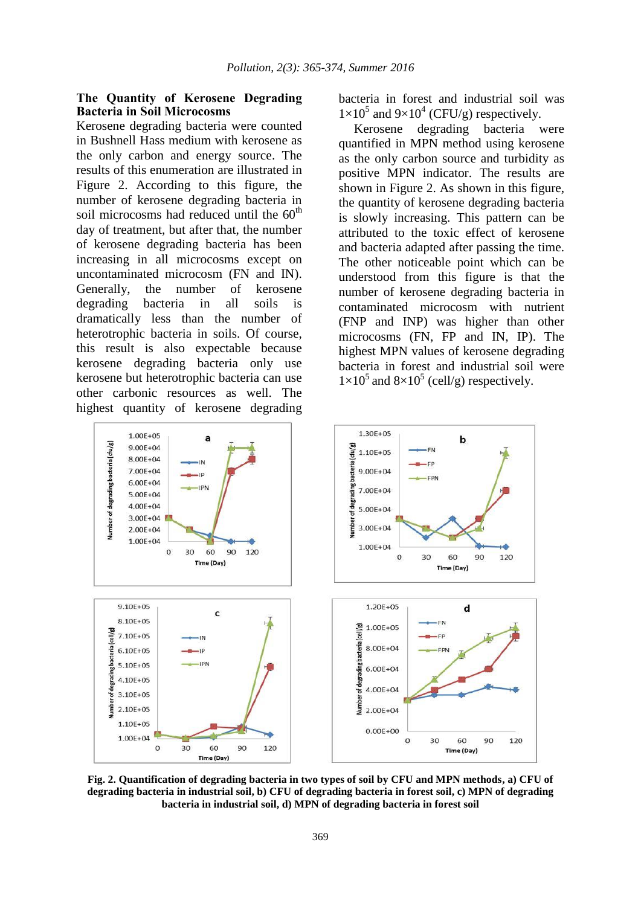### The Quantity of Kerosene Degrading Bacteria in Soil Microcosms

Kerosene degrading bacteria were counted in Bushnell Hass medium with kerosene as the only carbon and energy source. The results of this enumeration are illustrated in Figure 2. According to this figure, the number of kerosene degrading bacteria in soil microcosms had reduced until the 60$^{th}$ day of treatment, but after that, the number of kerosene degrading bacteria has been increasing in all microcosms except on uncontaminated microcosm (FN and IN). Generally, the number of kerosene degrading bacteria in all soils is dramatically less than the number of heterotrophic bacteria in soils. Of course, this result is also expectable because kerosene degrading bacteria only use kerosene but heterotrophic bacteria can use other carbonic resources as well. The highest quantity of kerosene degrading bacteria in forest and industrial soil was $1\times10^5$ and $9\times10^4$ (CFU/g) respectively.

Kerosene degrading bacteria were quantified in MPN method using kerosene as the only carbon source and turbidity as positive MPN indicator. The results are shown in Figure 2. As shown in this figure, the quantity of kerosene degrading bacteria is slowly increasing. This pattern can be attributed to the toxic effect of kerosene and bacteria adapted after passing the time. The other noticeable point which can be understood from this figure is that the number of kerosene degrading bacteria in contaminated microcosm with nutrient (FNP and INP) was higher than other microcosms (FN, FP and IN, IP). The highest MPN values of kerosene degrading bacteria in forest and industrial soil were $1\times10^5$ and $8\times10^5$ (cell/g) respectively.

**Fig. 2. Quantification of degrading bacteria in two types of soil by CFU and MPN methods, a) CFU of degrading bacteria in industrial soil, b) CFU of degrading bacteria in forest soil, c) MPN of degrading bacteria in industrial soil, d) MPN of degrading bacteria in forest soil**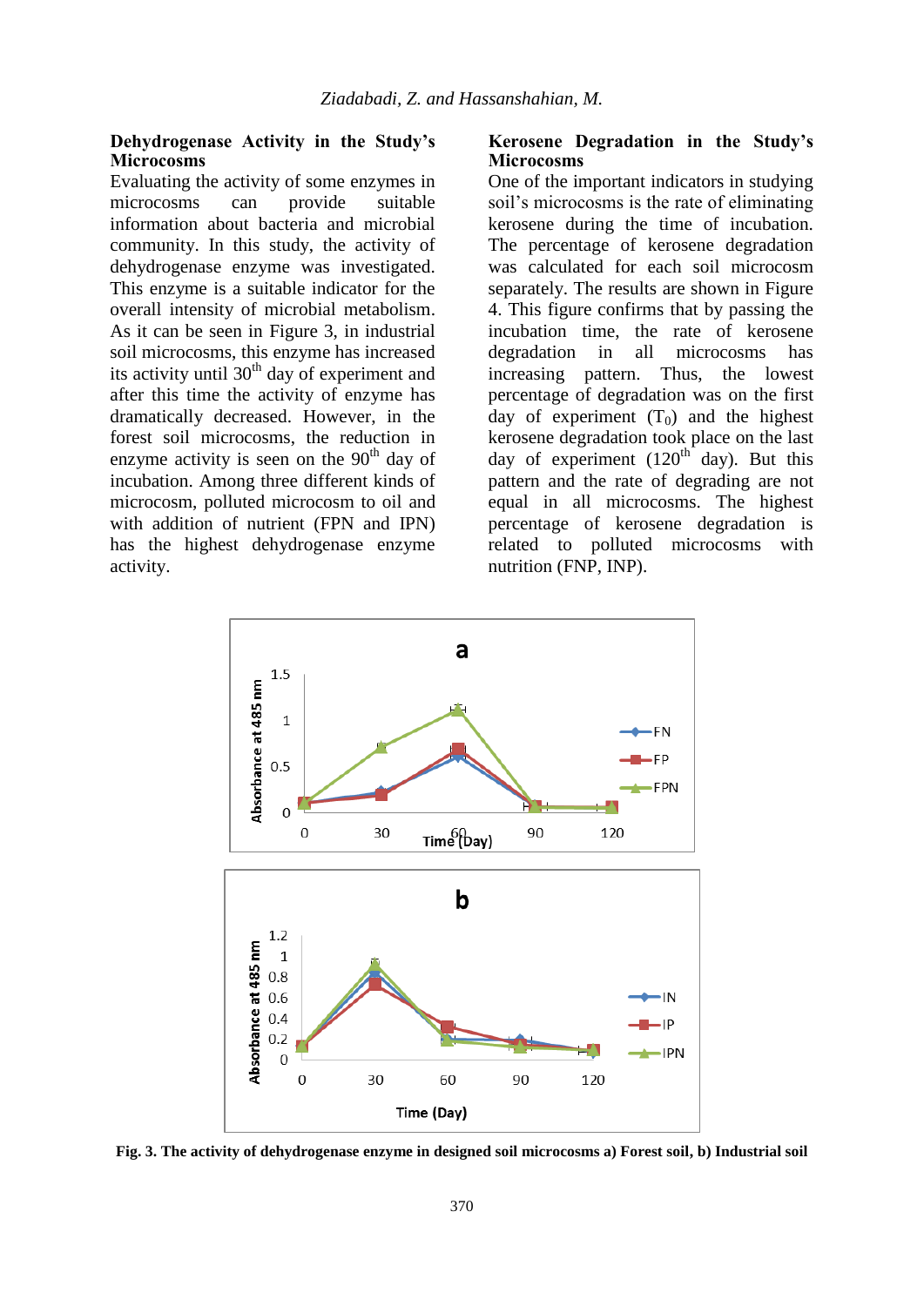### Dehydrogenase Activity in the Study's Microcosms

Evaluating the activity of some enzymes in microcosms can provide suitable information about bacteria and microbial community. In this study, the activity of dehydrogenase enzyme was investigated. This enzyme is a suitable indicator for the overall intensity of microbial metabolism. As it can be seen in Figure 3, in industrial soil microcosms, this enzyme has increased its activity until 30$^{th}$ day of experiment and after this time the activity of enzyme has dramatically decreased. However, in the forest soil microcosms, the reduction in enzyme activity is seen on the 90$^{th}$ day of incubation. Among three different kinds of microcosm, polluted microcosm to oil and with addition of nutrient (FPN and IPN) has the highest dehydrogenase enzyme activity.

### Kerosene Degradation in the Study's Microcosms

One of the important indicators in studying soil's microcosms is the rate of eliminating kerosene during the time of incubation. The percentage of kerosene degradation was calculated for each soil microcosm separately. The results are shown in Figure 4. This figure confirms that by passing the incubation time, the rate of kerosene degradation in all microcosms has increasing pattern. Thus, the lowest percentage of degradation was on the first day of experiment ($T_0$) and the highest kerosene degradation took place on the last day of experiment (120$^{th}$ day). But this pattern and the rate of degrading are not equal in all microcosms. The highest percentage of kerosene degradation is related to polluted microcosms with nutrition (FNP, INP).

**Fig. 3. The activity of dehydrogenase enzyme in designed soil microcosms a) Forest soil, b) Industrial soil**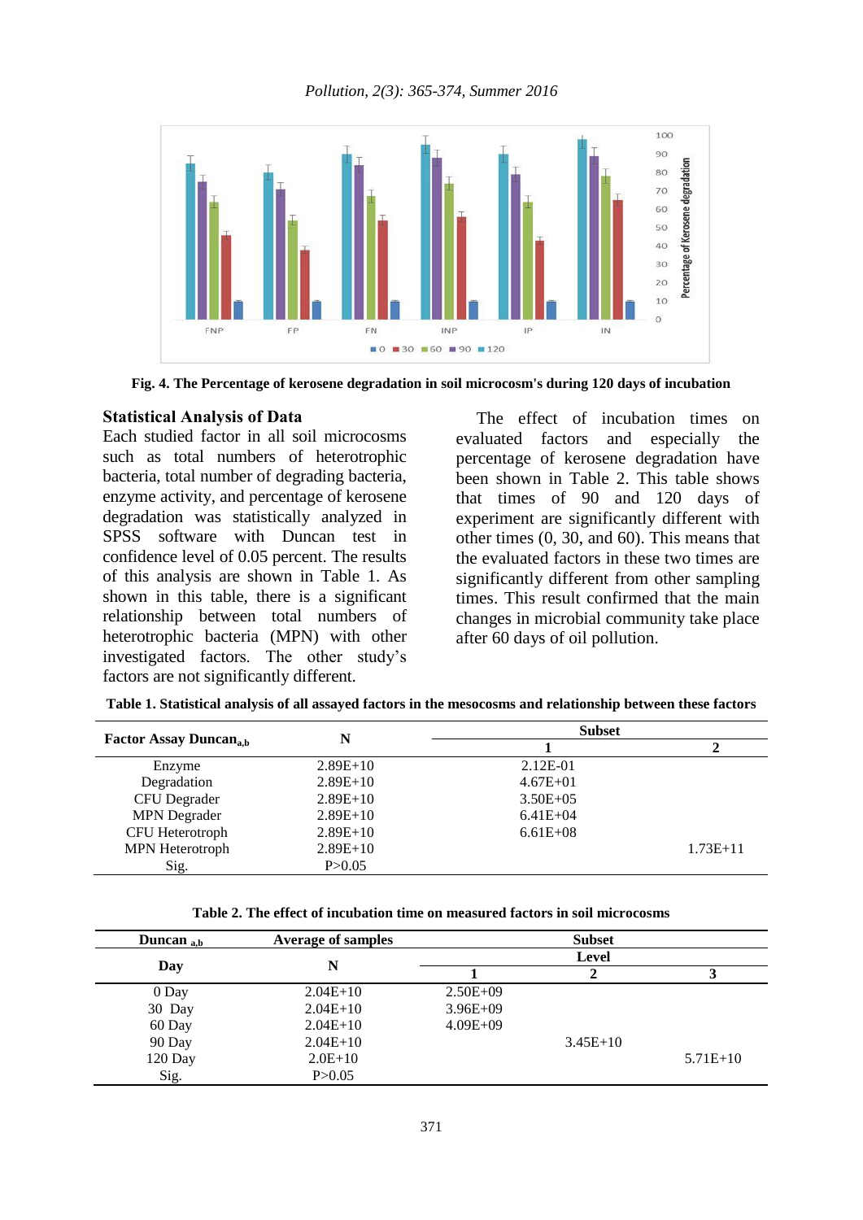**Fig. 4. The Percentage of kerosene degradation in soil microcosm's during 120 days of incubation**

### Statistical Analysis of Data

Each studied factor in all soil microcosms such as total numbers of heterotrophic bacteria, total number of degrading bacteria, enzyme activity, and percentage of kerosene degradation was statistically analyzed in SPSS software with Duncan test in confidence level of 0.05 percent. The results of this analysis are shown in Table 1. As shown in this table, there is a significant relationship between total numbers of heterotrophic bacteria (MPN) with other investigated factors. The other study's factors are not significantly different.

The effect of incubation times on evaluated factors and especially the percentage of kerosene degradation have been shown in Table 2. This table shows that times of 90 and 120 days of experiment are significantly different with other times (0, 30, and 60). This means that the evaluated factors in these two times are significantly different from other sampling times. This result confirmed that the main changes in microbial community take place after 60 days of oil pollution.

**Table 1. Statistical analysis of all assayed factors in the mesocosms and relationship between these factors**

| Factor Assay Duncan$_{a,b}$ | N | Subset | |
|---|---|---|---|
| | | 1 | 2 |
| Enzyme | 2.89E+10 | 2.12E-01 | |
| Degradation | 2.89E+10 | 4.67E+01 | |
| CFU Degrader | 2.89E+10 | 3.50E+05 | |
| MPN Degrader | 2.89E+10 | 6.41E+04 | |
| CFU Heterotroph | 2.89E+10 | 6.61E+08 | |
| MPN Heterotroph | 2.89E+10 | | 1.73E+11 |
| Sig. | P>0.05 | | |

**Table 2. The effect of incubation time on measured factors in soil microcosms**

| Duncan $_{a,b}$ | Average of samples | Subset | | |
|---|---|---|---|---|
| Day | N | Level | | |
| | | 1 | 2 | 3 |
| 0 Day | 2.04E+10 | 2.50E+09 | | |
| 30 Day | 2.04E+10 | 3.96E+09 | | |
| 60 Day | 2.04E+10 | 4.09E+09 | | |
| 90 Day | 2.04E+10 | | 3.45E+10 | |
| 120 Day | 2.0E+10 | | | 5.71E+10 |
| Sig. | P>0.05 | | | |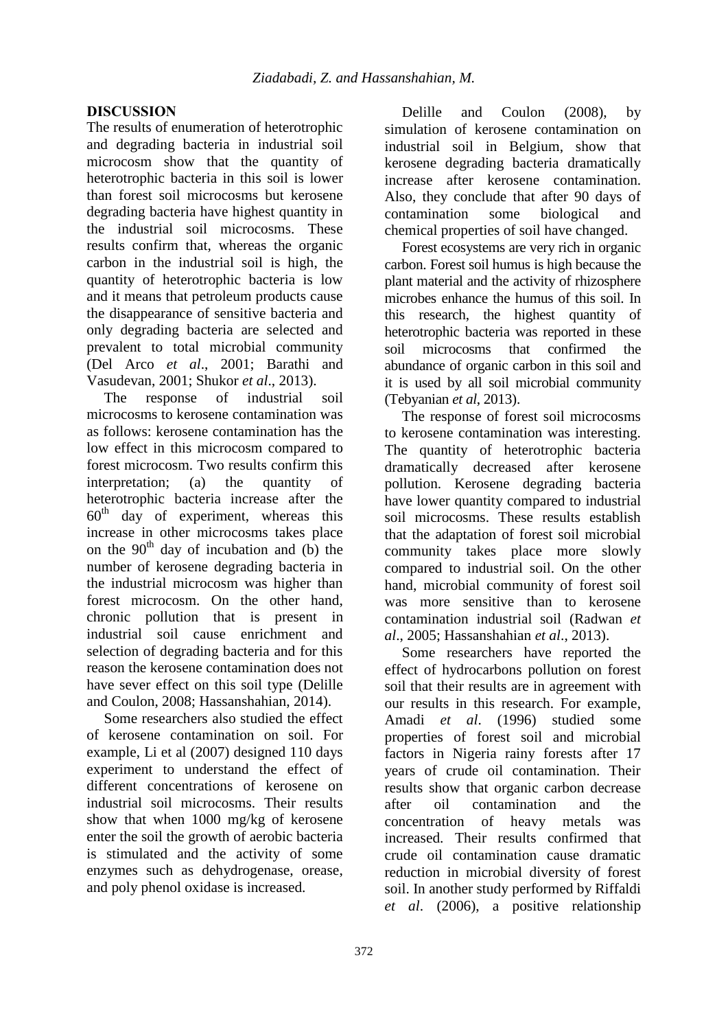## DISCUSSION

The results of enumeration of heterotrophic and degrading bacteria in industrial soil microcosm show that the quantity of heterotrophic bacteria in this soil is lower than forest soil microcosms but kerosene degrading bacteria have highest quantity in the industrial soil microcosms. These results confirm that, whereas the organic carbon in the industrial soil is high, the quantity of heterotrophic bacteria is low and it means that petroleum products cause the disappearance of sensitive bacteria and only degrading bacteria are selected and prevalent to total microbial community (Del Arco *et al*., 2001; Barathi and Vasudevan, 2001; Shukor *et al*., 2013).

The response of industrial soil microcosms to kerosene contamination was as follows: kerosene contamination has the low effect in this microcosm compared to forest microcosm. Two results confirm this interpretation; (a) the quantity of heterotrophic bacteria increase after the $60^{th}$ day of experiment, whereas this increase in other microcosms takes place on the $90^{th}$ day of incubation and (b) the number of kerosene degrading bacteria in the industrial microcosm was higher than forest microcosm. On the other hand, chronic pollution that is present in industrial soil cause enrichment and selection of degrading bacteria and for this reason the kerosene contamination does not have sever effect on this soil type (Delille and Coulon, 2008; Hassanshahian, 2014).

Some researchers also studied the effect of kerosene contamination on soil. For example, Li et al (2007) designed 110 days experiment to understand the effect of different concentrations of kerosene on industrial soil microcosms. Their results show that when 1000 mg/kg of kerosene enter the soil the growth of aerobic bacteria is stimulated and the activity of some enzymes such as dehydrogenase, orease, and poly phenol oxidase is increased.

Delille and Coulon (2008), by simulation of kerosene contamination on industrial soil in Belgium, show that kerosene degrading bacteria dramatically increase after kerosene contamination. Also, they conclude that after 90 days of contamination some biological and chemical properties of soil have changed.

Forest ecosystems are very rich in organic carbon. Forest soil humus is high because the plant material and the activity of rhizosphere microbes enhance the humus of this soil. In this research, the highest quantity of heterotrophic bacteria was reported in these soil microcosms that confirmed the abundance of organic carbon in this soil and it is used by all soil microbial community (Tebyanian *et al*, 2013).

The response of forest soil microcosms to kerosene contamination was interesting. The quantity of heterotrophic bacteria dramatically decreased after kerosene pollution. Kerosene degrading bacteria have lower quantity compared to industrial soil microcosms. These results establish that the adaptation of forest soil microbial community takes place more slowly compared to industrial soil. On the other hand, microbial community of forest soil was more sensitive than to kerosene contamination industrial soil (Radwan *et al*., 2005; Hassanshahian *et al*., 2013).

Some researchers have reported the effect of hydrocarbons pollution on forest soil that their results are in agreement with our results in this research. For example, Amadi *et al*. (1996) studied some properties of forest soil and microbial factors in Nigeria rainy forests after 17 years of crude oil contamination. Their results show that organic carbon decrease after oil contamination and the concentration of heavy metals was increased. Their results confirmed that crude oil contamination cause dramatic reduction in microbial diversity of forest soil. In another study performed by Riffaldi *et al*. (2006), a positive relationship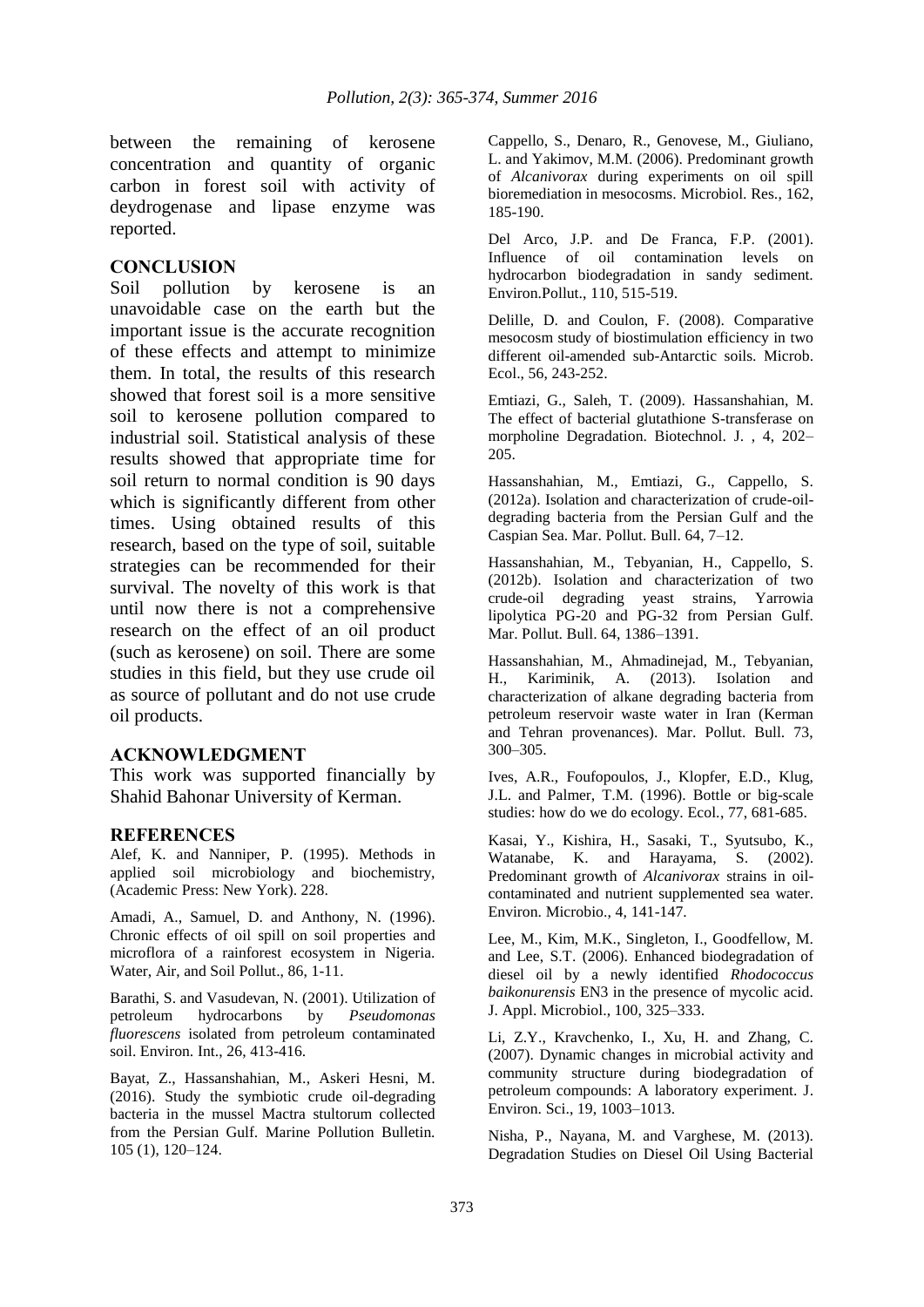between the remaining of kerosene concentration and quantity of organic carbon in forest soil with activity of deydrogenase and lipase enzyme was reported.

## CONCLUSION

Soil pollution by kerosene is an unavoidable case on the earth but the important issue is the accurate recognition of these effects and attempt to minimize them. In total, the results of this research showed that forest soil is a more sensitive soil to kerosene pollution compared to industrial soil. Statistical analysis of these results showed that appropriate time for soil return to normal condition is 90 days which is significantly different from other times. Using obtained results of this research, based on the type of soil, suitable strategies can be recommended for their survival. The novelty of this work is that until now there is not a comprehensive research on the effect of an oil product (such as kerosene) on soil. There are some studies in this field, but they use crude oil as source of pollutant and do not use crude oil products.

## ACKNOWLEDGMENT

This work was supported financially by Shahid Bahonar University of Kerman.

## REFERENCES

Alef, K. and Nanniper, P. (1995). Methods in applied soil microbiology and biochemistry, (Academic Press: New York). 228.

Amadi, A., Samuel, D. and Anthony, N. (1996). Chronic effects of oil spill on soil properties and microflora of a rainforest ecosystem in Nigeria. Water, Air, and Soil Pollut., 86, 1-11.

Barathi, S. and Vasudevan, N. (2001). Utilization of petroleum hydrocarbons by *Pseudomonas fluorescens* isolated from petroleum contaminated soil. Environ. Int., 26, 413-416.

Bayat, Z., Hassanshahian, M., Askeri Hesni, M. (2016). Study the symbiotic crude oil-degrading bacteria in the mussel Mactra stultorum collected from the Persian Gulf. Marine Pollution Bulletin. 105 (1), 120–124.

Cappello, S., Denaro, R., Genovese, M., Giuliano, L. and Yakimov, M.M. (2006). Predominant growth of *Alcanivorax* during experiments on oil spill bioremediation in mesocosms. Microbiol. Res., 162, 185-190.

Del Arco, J.P. and De Franca, F.P. (2001). Influence of oil contamination levels on hydrocarbon biodegradation in sandy sediment. Environ.Pollut., 110, 515-519.

Delille, D. and Coulon, F. (2008). Comparative mesocosm study of biostimulation efficiency in two different oil-amended sub-Antarctic soils. Microb. Ecol., 56, 243-252.

Emtiazi, G., Saleh, T. (2009). Hassanshahian, M. The effect of bacterial glutathione S-transferase on morpholine Degradation. Biotechnol. J. , 4, 202–205.

Hassanshahian, M., Emtiazi, G., Cappello, S. (2012a). Isolation and characterization of crude-oil-degrading bacteria from the Persian Gulf and the Caspian Sea. Mar. Pollut. Bull. 64, 7–12.

Hassanshahian, M., Tebyanian, H., Cappello, S. (2012b). Isolation and characterization of two crude-oil degrading yeast strains, Yarrowia lipolytica PG-20 and PG-32 from Persian Gulf. Mar. Pollut. Bull. 64, 1386–1391.

Hassanshahian, M., Ahmadinejad, M., Tebyanian, H., Kariminik, A. (2013). Isolation and characterization of alkane degrading bacteria from petroleum reservoir waste water in Iran (Kerman and Tehran provenances). Mar. Pollut. Bull. 73, 300–305.

Ives, A.R., Foufopoulos, J., Klopfer, E.D., Klug, J.L. and Palmer, T.M. (1996). Bottle or big-scale studies: how do we do ecology. Ecol., 77, 681-685.

Kasai, Y., Kishira, H., Sasaki, T., Syutsubo, K., Watanabe, K. and Harayama, S. (2002). Predominant growth of *Alcanivorax* strains in oil-contaminated and nutrient supplemented sea water. Environ. Microbio., 4, 141-147.

Lee, M., Kim, M.K., Singleton, I., Goodfellow, M. and Lee, S.T. (2006). Enhanced biodegradation of diesel oil by a newly identified *Rhodococcus baikonurensis* EN3 in the presence of mycolic acid. J. Appl. Microbiol., 100, 325–333.

Li, Z.Y., Kravchenko, I., Xu, H. and Zhang, C. (2007). Dynamic changes in microbial activity and community structure during biodegradation of petroleum compounds: A laboratory experiment. J. Environ. Sci., 19, 1003–1013.

Nisha, P., Nayana, M. and Varghese, M. (2013). Degradation Studies on Diesel Oil Using Bacterial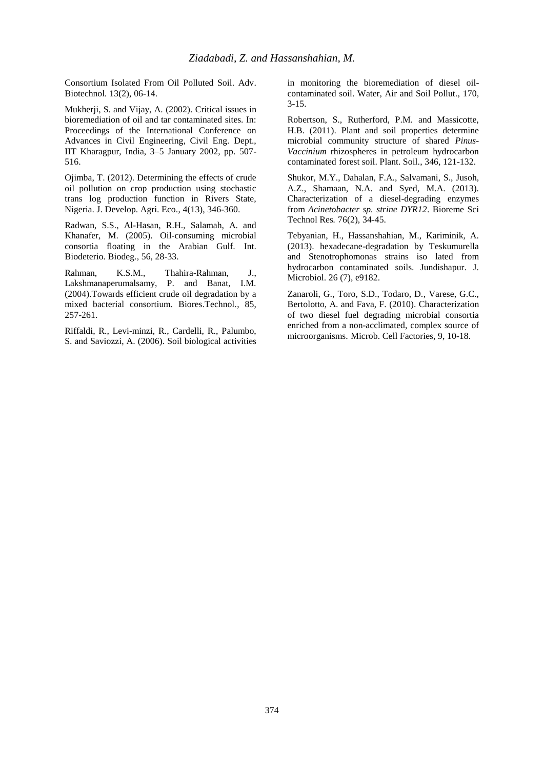Consortium Isolated From Oil Polluted Soil. Adv. Biotechnol. 13(2), 06-14.

Mukherji, S. and Vijay, A. (2002). Critical issues in bioremediation of oil and tar contaminated sites. In: Proceedings of the International Conference on Advances in Civil Engineering, Civil Eng. Dept., IIT Kharagpur, India, 3–5 January 2002, pp. 507-516.

Ojimba, T. (2012). Determining the effects of crude oil pollution on crop production using stochastic trans log production function in Rivers State, Nigeria. J. Develop. Agri. Eco., 4(13), 346-360.

Radwan, S.S., Al-Hasan, R.H., Salamah, A. and Khanafer, M. (2005). Oil-consuming microbial consortia floating in the Arabian Gulf. Int. Biodeterio. Biodeg., 56, 28-33.

Rahman, K.S.M., Thahira-Rahman, J., Lakshmanaperumalsamy, P. and Banat, I.M. (2004).Towards efficient crude oil degradation by a mixed bacterial consortium. Biores.Technol., 85, 257-261.

Riffaldi, R., Levi-minzi, R., Cardelli, R., Palumbo, S. and Saviozzi, A. (2006). Soil biological activities in monitoring the bioremediation of diesel oil-contaminated soil. Water, Air and Soil Pollut., 170, 3-15.

Robertson, S., Rutherford, P.M. and Massicotte, H.B. (2011). Plant and soil properties determine microbial community structure of shared *Pinus-Vaccinium* rhizospheres in petroleum hydrocarbon contaminated forest soil. Plant. Soil., 346, 121-132.

Shukor, M.Y., Dahalan, F.A., Salvamani, S., Jusoh, A.Z., Shamaan, N.A. and Syed, M.A. (2013). Characterization of a diesel-degrading enzymes from *Acinetobacter sp. strine DYR12*. Bioreme Sci Technol Res. 76(2), 34-45.

Tebyanian, H., Hassanshahian, M., Kariminik, A. (2013). hexadecane-degradation by Teskumurella and Stenotrophomonas strains iso lated from hydrocarbon contaminated soils. Jundishapur. J. Microbiol. 26 (7), e9182.

Zanaroli, G., Toro, S.D., Todaro, D., Varese, G.C., Bertolotto, A. and Fava, F. (2010). Characterization of two diesel fuel degrading microbial consortia enriched from a non-acclimated, complex source of microorganisms. Microb. Cell Factories, 9, 10-18.